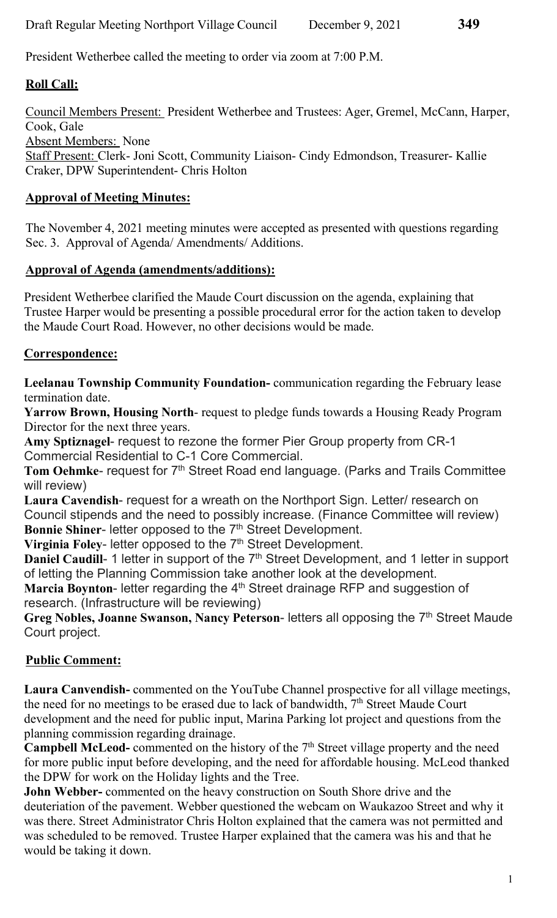President Wetherbee called the meeting to order via zoom at 7:00 P.M.

## Roll Call:

Council Members Present: President Wetherbee and Trustees: Ager, Gremel, McCann, Harper, Cook, Gale
Absent Members: None
Staff Present: Clerk- Joni Scott, Community Liaison- Cindy Edmondson, Treasurer- Kallie Craker, DPW Superintendent- Chris Holton

## Approval of Meeting Minutes:

The November 4, 2021 meeting minutes were accepted as presented with questions regarding Sec. 3. Approval of Agenda/ Amendments/ Additions.

## Approval of Agenda (amendments/additions):

President Wetherbee clarified the Maude Court discussion on the agenda, explaining that Trustee Harper would be presenting a possible procedural error for the action taken to develop the Maude Court Road. However, no other decisions would be made.

## Correspondence:

**Leelanau Township Community Foundation-** communication regarding the February lease termination date.
**Yarrow Brown, Housing North**- request to pledge funds towards a Housing Ready Program Director for the next three years.
**Amy Sptiznagel**- request to rezone the former Pier Group property from CR-1 Commercial Residential to C-1 Core Commercial.
**Tom Oehmke**- request for 7th Street Road end language. (Parks and Trails Committee will review)
**Laura Cavendish**- request for a wreath on the Northport Sign. Letter/ research on Council stipends and the need to possibly increase. (Finance Committee will review)
**Bonnie Shiner**- letter opposed to the 7th Street Development.
**Virginia Foley**- letter opposed to the 7th Street Development.
**Daniel Caudill**- 1 letter in support of the 7th Street Development, and 1 letter in support of letting the Planning Commission take another look at the development.
**Marcia Boynton**- letter regarding the 4th Street drainage RFP and suggestion of research. (Infrastructure will be reviewing)
**Greg Nobles, Joanne Swanson, Nancy Peterson**- letters all opposing the 7th Street Maude Court project.

## Public Comment:

**Laura Canvendish-** commented on the YouTube Channel prospective for all village meetings, the need for no meetings to be erased due to lack of bandwidth, 7th Street Maude Court development and the need for public input, Marina Parking lot project and questions from the planning commission regarding drainage.

**Campbell McLeod-** commented on the history of the 7th Street village property and the need for more public input before developing, and the need for affordable housing. McLeod thanked the DPW for work on the Holiday lights and the Tree.

**John Webber-** commented on the heavy construction on South Shore drive and the deuteriation of the pavement. Webber questioned the webcam on Waukazoo Street and why it was there. Street Administrator Chris Holton explained that the camera was not permitted and was scheduled to be removed. Trustee Harper explained that the camera was his and that he would be taking it down.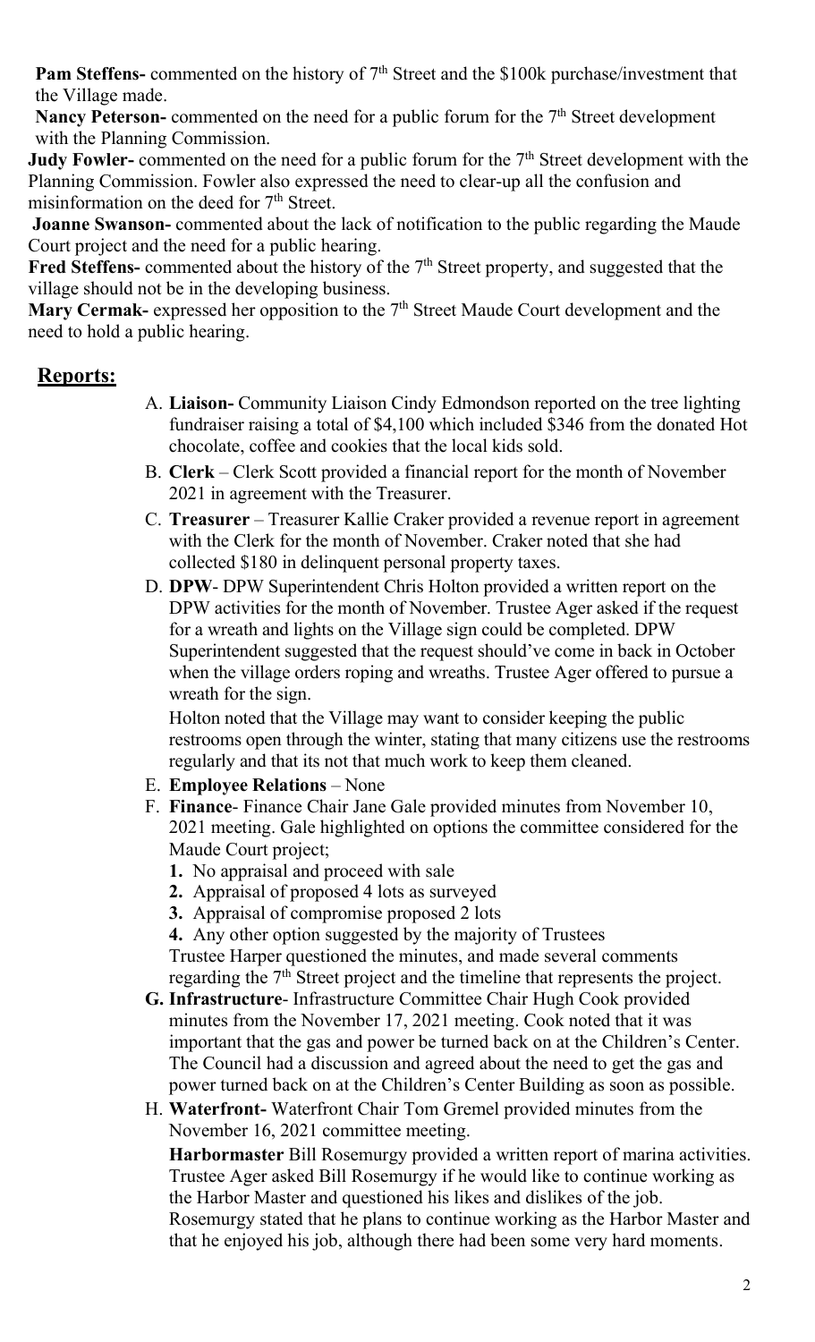**Pam Steffens-** commented on the history of 7th Street and the $100k purchase/investment that the Village made.

**Nancy Peterson-** commented on the need for a public forum for the 7th Street development with the Planning Commission.

**Judy Fowler-** commented on the need for a public forum for the 7th Street development with the Planning Commission. Fowler also expressed the need to clear-up all the confusion and misinformation on the deed for 7th Street.

**Joanne Swanson-** commented about the lack of notification to the public regarding the Maude Court project and the need for a public hearing.

**Fred Steffens-** commented about the history of the 7th Street property, and suggested that the village should not be in the developing business.

**Mary Cermak-** expressed her opposition to the 7th Street Maude Court development and the need to hold a public hearing.

## Reports:

A. **Liaison-** Community Liaison Cindy Edmondson reported on the tree lighting fundraiser raising a total of $4,100 which included $346 from the donated Hot chocolate, coffee and cookies that the local kids sold.

B. **Clerk** – Clerk Scott provided a financial report for the month of November 2021 in agreement with the Treasurer.

C. **Treasurer** – Treasurer Kallie Craker provided a revenue report in agreement with the Clerk for the month of November. Craker noted that she had collected $180 in delinquent personal property taxes.

D. **DPW**- DPW Superintendent Chris Holton provided a written report on the DPW activities for the month of November. Trustee Ager asked if the request for a wreath and lights on the Village sign could be completed. DPW Superintendent suggested that the request should've come in back in October when the village orders roping and wreaths. Trustee Ager offered to pursue a wreath for the sign.

   Holton noted that the Village may want to consider keeping the public restrooms open through the winter, stating that many citizens use the restrooms regularly and that its not that much work to keep them cleaned.

E. **Employee Relations** – None

F. **Finance**- Finance Chair Jane Gale provided minutes from November 10, 2021 meeting. Gale highlighted on options the committee considered for the Maude Court project;

   1. No appraisal and proceed with sale
   2. Appraisal of proposed 4 lots as surveyed
   3. Appraisal of compromise proposed 2 lots
   4. Any other option suggested by the majority of Trustees

   Trustee Harper questioned the minutes, and made several comments regarding the 7th Street project and the timeline that represents the project.

G. **Infrastructure**- Infrastructure Committee Chair Hugh Cook provided minutes from the November 17, 2021 meeting. Cook noted that it was important that the gas and power be turned back on at the Children's Center. The Council had a discussion and agreed about the need to get the gas and power turned back on at the Children's Center Building as soon as possible.

H. **Waterfront-** Waterfront Chair Tom Gremel provided minutes from the November 16, 2021 committee meeting.

   **Harbormaster** Bill Rosemurgy provided a written report of marina activities. Trustee Ager asked Bill Rosemurgy if he would like to continue working as the Harbor Master and questioned his likes and dislikes of the job. Rosemurgy stated that he plans to continue working as the Harbor Master and that he enjoyed his job, although there had been some very hard moments.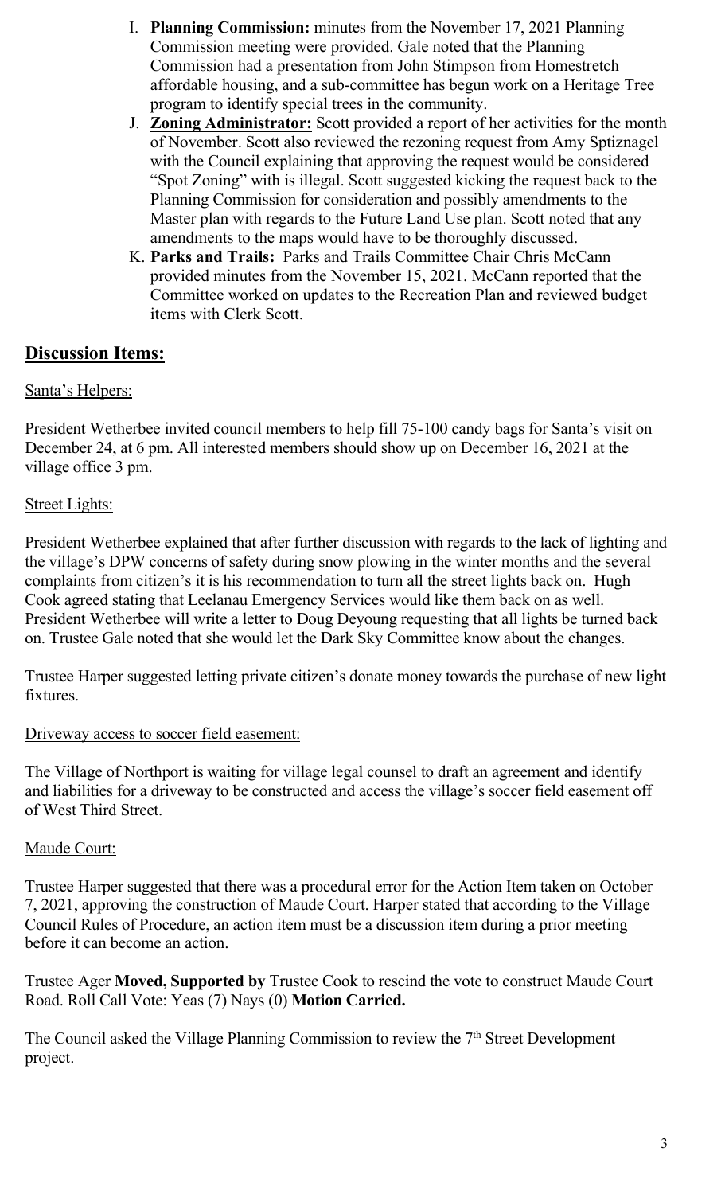I. **Planning Commission:** minutes from the November 17, 2021 Planning Commission meeting were provided. Gale noted that the Planning Commission had a presentation from John Stimpson from Homestretch affordable housing, and a sub-committee has begun work on a Heritage Tree program to identify special trees in the community.

J. **Zoning Administrator:** Scott provided a report of her activities for the month of November. Scott also reviewed the rezoning request from Amy Sptiznagel with the Council explaining that approving the request would be considered "Spot Zoning" with is illegal. Scott suggested kicking the request back to the Planning Commission for consideration and possibly amendments to the Master plan with regards to the Future Land Use plan. Scott noted that any amendments to the maps would have to be thoroughly discussed.

K. **Parks and Trails:** Parks and Trails Committee Chair Chris McCann provided minutes from the November 15, 2021. McCann reported that the Committee worked on updates to the Recreation Plan and reviewed budget items with Clerk Scott.

## Discussion Items:

Santa's Helpers:

President Wetherbee invited council members to help fill 75-100 candy bags for Santa's visit on December 24, at 6 pm. All interested members should show up on December 16, 2021 at the village office 3 pm.

Street Lights:

President Wetherbee explained that after further discussion with regards to the lack of lighting and the village's DPW concerns of safety during snow plowing in the winter months and the several complaints from citizen's it is his recommendation to turn all the street lights back on. Hugh Cook agreed stating that Leelanau Emergency Services would like them back on as well. President Wetherbee will write a letter to Doug Deyoung requesting that all lights be turned back on. Trustee Gale noted that she would let the Dark Sky Committee know about the changes.

Trustee Harper suggested letting private citizen's donate money towards the purchase of new light fixtures.

Driveway access to soccer field easement:

The Village of Northport is waiting for village legal counsel to draft an agreement and identify and liabilities for a driveway to be constructed and access the village's soccer field easement off of West Third Street.

Maude Court:

Trustee Harper suggested that there was a procedural error for the Action Item taken on October 7, 2021, approving the construction of Maude Court. Harper stated that according to the Village Council Rules of Procedure, an action item must be a discussion item during a prior meeting before it can become an action.

Trustee Ager **Moved, Supported by** Trustee Cook to rescind the vote to construct Maude Court Road. Roll Call Vote: Yeas (7) Nays (0) **Motion Carried.**

The Council asked the Village Planning Commission to review the 7th Street Development project.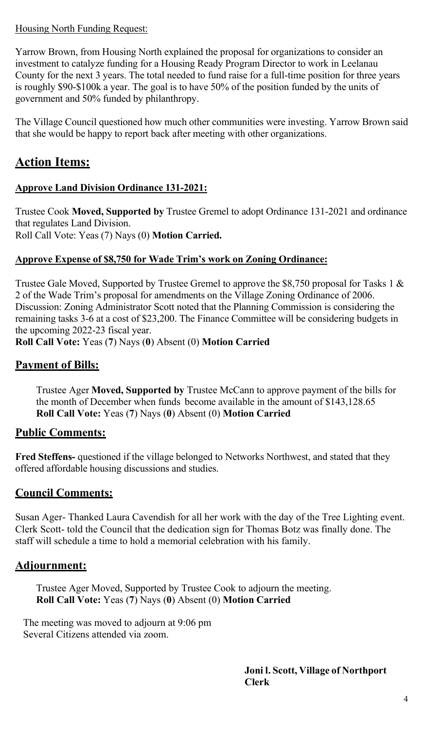Housing North Funding Request:

Yarrow Brown, from Housing North explained the proposal for organizations to consider an investment to catalyze funding for a Housing Ready Program Director to work in Leelanau County for the next 3 years. The total needed to fund raise for a full-time position for three years is roughly $90-$100k a year. The goal is to have 50% of the position funded by the units of government and 50% funded by philanthropy.

The Village Council questioned how much other communities were investing. Yarrow Brown said that she would be happy to report back after meeting with other organizations.

## Action Items:

### Approve Land Division Ordinance 131-2021:

Trustee Cook **Moved, Supported by** Trustee Gremel to adopt Ordinance 131-2021 and ordinance that regulates Land Division.
Roll Call Vote: Yeas (7) Nays (0) **Motion Carried.**

### Approve Expense of $8,750 for Wade Trim's work on Zoning Ordinance:

Trustee Gale Moved, Supported by Trustee Gremel to approve the $8,750 proposal for Tasks 1 & 2 of the Wade Trim's proposal for amendments on the Village Zoning Ordinance of 2006.
Discussion: Zoning Administrator Scott noted that the Planning Commission is considering the remaining tasks 3-6 at a cost of $23,200. The Finance Committee will be considering budgets in the upcoming 2022-23 fiscal year.
**Roll Call Vote:** Yeas (**7**) Nays (**0**) Absent (0) **Motion Carried**

## Payment of Bills:

Trustee Ager **Moved, Supported by** Trustee McCann to approve payment of the bills for the month of December when funds become available in the amount of $143,128.65
**Roll Call Vote:** Yeas (**7**) Nays (**0**) Absent (0) **Motion Carried**

## Public Comments:

**Fred Steffens-** questioned if the village belonged to Networks Northwest, and stated that they offered affordable housing discussions and studies.

## Council Comments:

Susan Ager- Thanked Laura Cavendish for all her work with the day of the Tree Lighting event.
Clerk Scott- told the Council that the dedication sign for Thomas Botz was finally done. The staff will schedule a time to hold a memorial celebration with his family.

## Adjournment:

Trustee Ager Moved, Supported by Trustee Cook to adjourn the meeting.
**Roll Call Vote:** Yeas (**7**) Nays (**0**) Absent (0) **Motion Carried**

The meeting was moved to adjourn at 9:06 pm
Several Citizens attended via zoom.

**Joni l. Scott, Village of Northport Clerk**